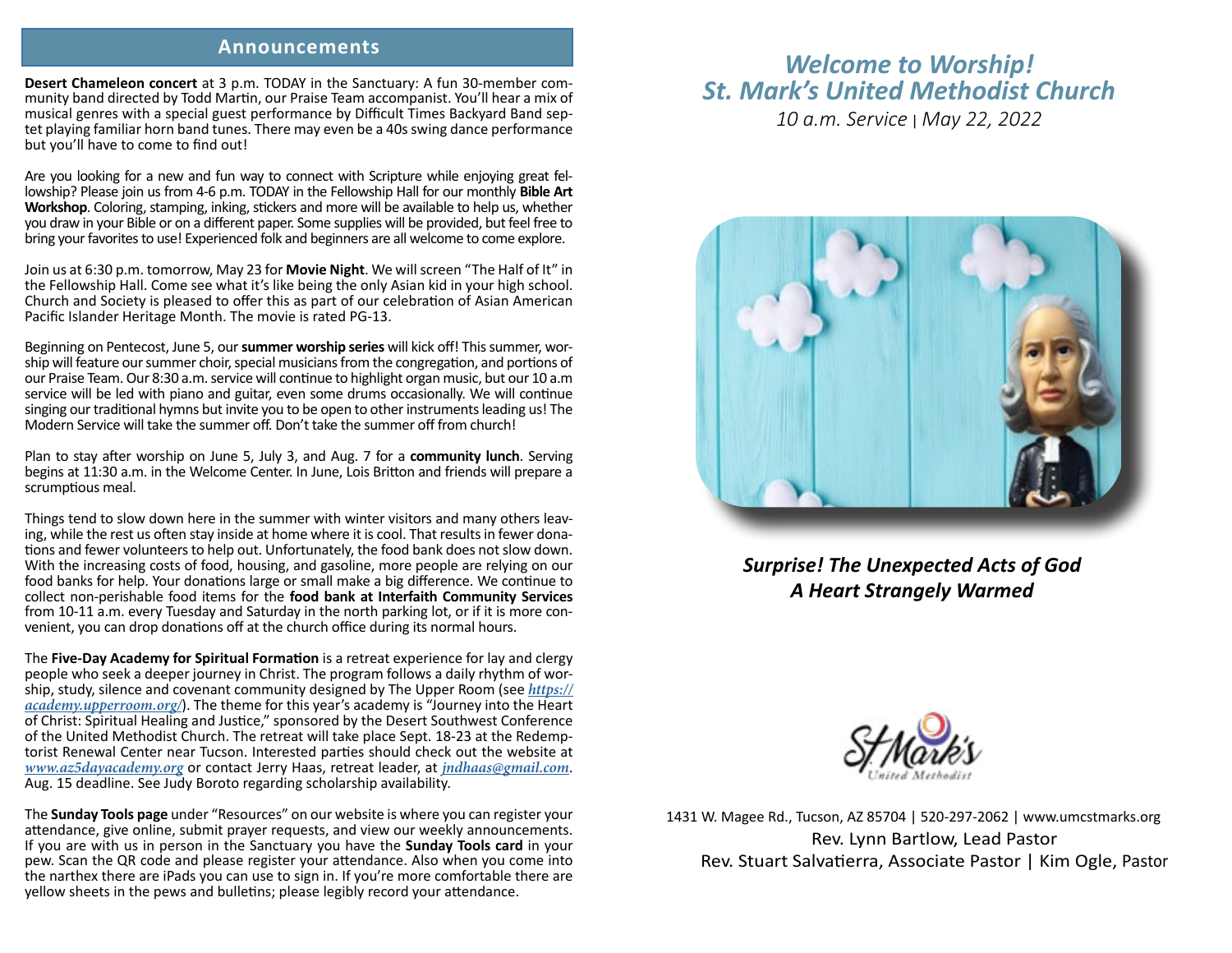## Announcements

**Desert Chameleon concert** at 3 p.m. TODAY in the Sanctuary: A fun 30-member community band directed by Todd Martin, our Praise Team accompanist. You'll hear a mix of musical genres with a special guest performance by Difficult Times Backyard Band septet playing familiar horn band tunes. There may even be a 40s swing dance performance but you'll have to come to find out!

Are you looking for a new and fun way to connect with Scripture while enjoying great fellowship? Please join us from 4-6 p.m. TODAY in the Fellowship Hall for our monthly **Bible Art Workshop**. Coloring, stamping, inking, stickers and more will be available to help us, whether you draw in your Bible or on a different paper. Some supplies will be provided, but feel free to bring your favorites to use! Experienced folk and beginners are all welcome to come explore.

Join us at 6:30 p.m. tomorrow, May 23 for **Movie Night**. We will screen "The Half of It" in the Fellowship Hall. Come see what it's like being the only Asian kid in your high school. Church and Society is pleased to offer this as part of our celebration of Asian American Pacific Islander Heritage Month. The movie is rated PG-13.

Beginning on Pentecost, June 5, our **summer worship series** will kick off! This summer, worship will feature our summer choir, special musicians from the congregation, and portions of our Praise Team. Our 8:30 a.m. service will continue to highlight organ music, but our 10 a.m service will be led with piano and guitar, even some drums occasionally. We will continue singing our traditional hymns but invite you to be open to other instruments leading us! The Modern Service will take the summer off. Don't take the summer off from church!

Plan to stay after worship on June 5, July 3, and Aug. 7 for a **community lunch**. Serving begins at 11:30 a.m. in the Welcome Center. In June, Lois Britton and friends will prepare a scrumptious meal.

Things tend to slow down here in the summer with winter visitors and many others leaving, while the rest us often stay inside at home where it is cool. That results in fewer donations and fewer volunteers to help out. Unfortunately, the food bank does not slow down. With the increasing costs of food, housing, and gasoline, more people are relying on our food banks for help. Your donations large or small make a big difference. We continue to collect non-perishable food items for the **food bank at Interfaith Community Services** from 10-11 a.m. every Tuesday and Saturday in the north parking lot, or if it is more convenient, you can drop donations off at the church office during its normal hours.

The **Five-Day Academy for Spiritual Formation** is a retreat experience for lay and clergy people who seek a deeper journey in Christ. The program follows a daily rhythm of worship, study, silence and covenant community designed by The Upper Room (see ***https://academy.upperroom.org/***). The theme for this year's academy is "Journey into the Heart of Christ: Spiritual Healing and Justice," sponsored by the Desert Southwest Conference of the United Methodist Church. The retreat will take place Sept. 18-23 at the Redemptorist Renewal Center near Tucson. Interested parties should check out the website at ***www.az5dayacademy.org*** or contact Jerry Haas, retreat leader, at ***jndhaas@gmail.com***. Aug. 15 deadline. See Judy Boroto regarding scholarship availability.

The **Sunday Tools page** under "Resources" on our website is where you can register your attendance, give online, submit prayer requests, and view our weekly announcements. If you are with us in person in the Sanctuary you have the **Sunday Tools card** in your pew. Scan the QR code and please register your attendance. Also when you come into the narthex there are iPads you can use to sign in. If you're more comfortable there are yellow sheets in the pews and bulletins; please legibly record your attendance.

# *Welcome to Worship!*
# *St. Mark's United Methodist Church*

*10 a.m. Service | May 22, 2022*

***Surprise! The Unexpected Acts of God***
***A Heart Strangely Warmed***

St Mark's United Methodist

1431 W. Magee Rd., Tucson, AZ 85704 | 520-297-2062 | www.umcstmarks.org
Rev. Lynn Bartlow, Lead Pastor
Rev. Stuart Salvatierra, Associate Pastor | Kim Ogle, Pastor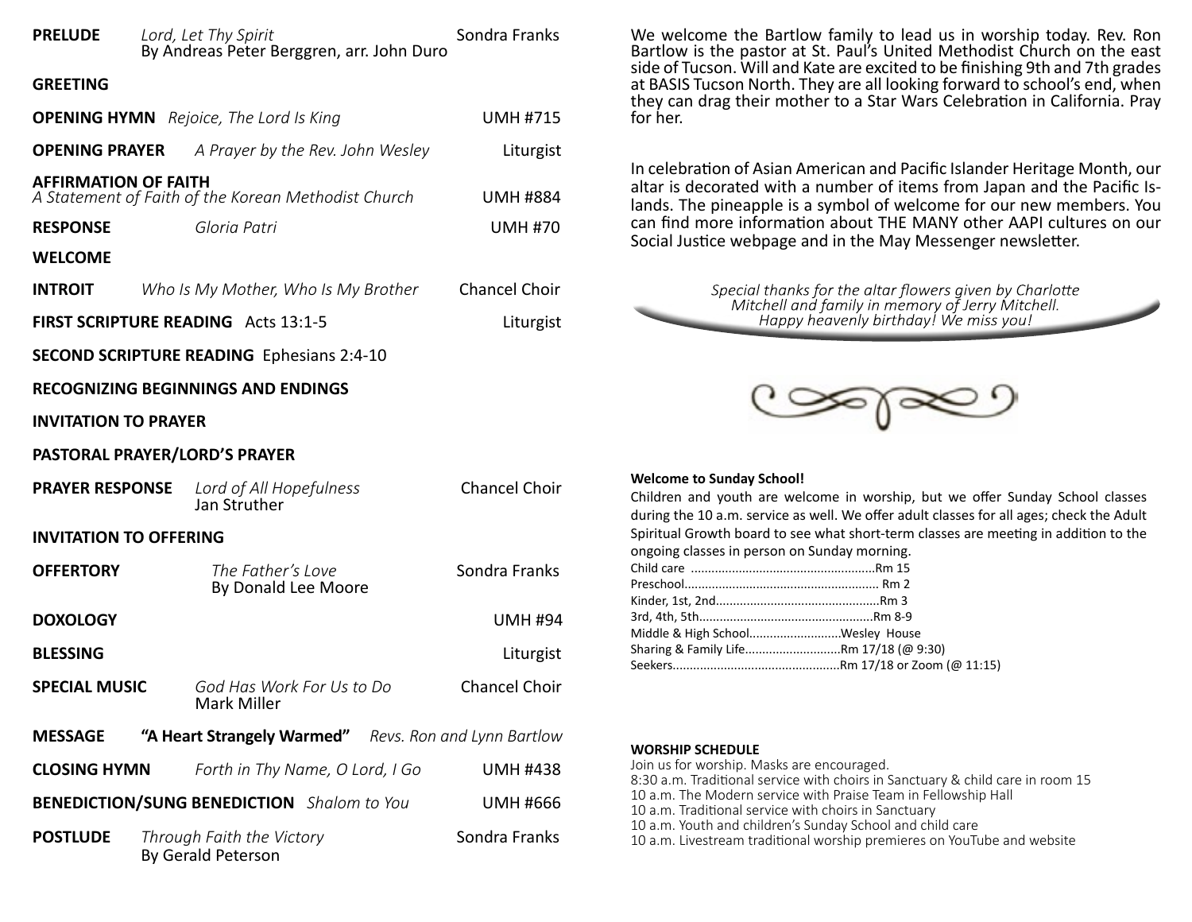**PRELUDE** *Lord, Let Thy Spirit* Sondra Franks
By Andreas Peter Berggren, arr. John Duro

**GREETING**

**OPENING HYMN** *Rejoice, The Lord Is King* UMH #715

**OPENING PRAYER** *A Prayer by the Rev. John Wesley* Liturgist

**AFFIRMATION OF FAITH**
*A Statement of Faith of the Korean Methodist Church* UMH #884

**RESPONSE** *Gloria Patri* UMH #70

**WELCOME**

**INTROIT** *Who Is My Mother, Who Is My Brother* Chancel Choir

**FIRST SCRIPTURE READING** Acts 13:1-5 Liturgist

**SECOND SCRIPTURE READING** Ephesians 2:4-10

**RECOGNIZING BEGINNINGS AND ENDINGS**

**INVITATION TO PRAYER**

**PASTORAL PRAYER/LORD'S PRAYER**

**PRAYER RESPONSE** *Lord of All Hopefulness* Chancel Choir
Jan Struther

**INVITATION TO OFFERING**

**OFFERTORY** *The Father's Love* Sondra Franks
By Donald Lee Moore

**DOXOLOGY** UMH #94

**BLESSING** Liturgist

**SPECIAL MUSIC** *God Has Work For Us to Do* Chancel Choir
Mark Miller

**MESSAGE** **"A Heart Strangely Warmed"** *Revs. Ron and Lynn Bartlow*

**CLOSING HYMN** *Forth in Thy Name, O Lord, I Go* UMH #438

**BENEDICTION/SUNG BENEDICTION** *Shalom to You* UMH #666

**POSTLUDE** *Through Faith the Victory* Sondra Franks
By Gerald Peterson

We welcome the Bartlow family to lead us in worship today. Rev. Ron Bartlow is the pastor at St. Paul's United Methodist Church on the east side of Tucson. Will and Kate are excited to be finishing 9th and 7th grades at BASIS Tucson North. They are all looking forward to school's end, when they can drag their mother to a Star Wars Celebration in California. Pray for her.

In celebration of Asian American and Pacific Islander Heritage Month, our altar is decorated with a number of items from Japan and the Pacific Islands. The pineapple is a symbol of welcome for our new members. You can find more information about THE MANY other AAPI cultures on our Social Justice webpage and in the May Messenger newsletter.

*Special thanks for the altar flowers given by Charlotte Mitchell and family in memory of Jerry Mitchell. Happy heavenly birthday! We miss you!*

**Welcome to Sunday School!**

Children and youth are welcome in worship, but we offer Sunday School classes during the 10 a.m. service as well. We offer adult classes for all ages; check the Adult Spiritual Growth board to see what short-term classes are meeting in addition to the ongoing classes in person on Sunday morning.

Child care ........................................................Rm 15
Preschool........................................................ Rm 2
Kinder, 1st, 2nd................................................Rm 3
3rd, 4th, 5th....................................................Rm 8-9
Middle & High School...........................Wesley House
Sharing & Family Life............................Rm 17/18 (@ 9:30)
Seekers..................................................Rm 17/18 or Zoom (@ 11:15)

**WORSHIP SCHEDULE**

Join us for worship. Masks are encouraged.
8:30 a.m. Traditional service with choirs in Sanctuary & child care in room 15
10 a.m. The Modern service with Praise Team in Fellowship Hall
10 a.m. Traditional service with choirs in Sanctuary
10 a.m. Youth and children's Sunday School and child care
10 a.m. Livestream traditional worship premieres on YouTube and website